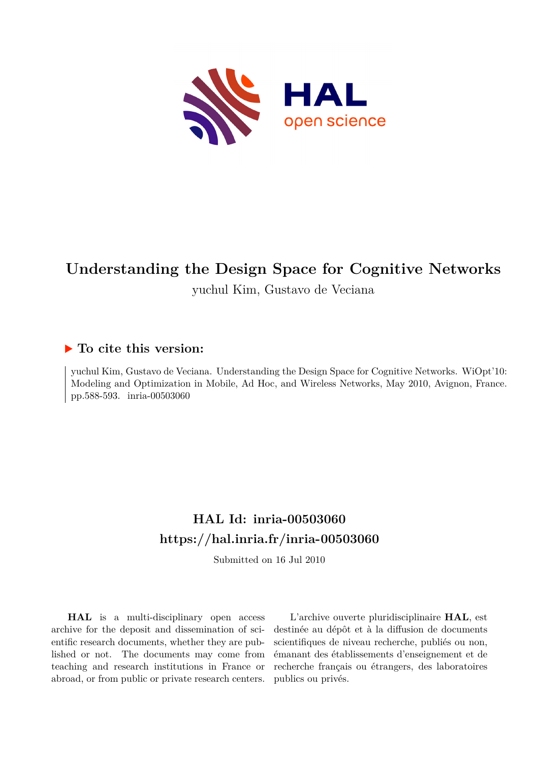# Understanding the Design Space for Cognitive Networks

yuchul Kim, Gustavo de Veciana

## ▶ To cite this version:

yuchul Kim, Gustavo de Veciana. Understanding the Design Space for Cognitive Networks. WiOpt'10: Modeling and Optimization in Mobile, Ad Hoc, and Wireless Networks, May 2010, Avignon, France. pp.588-593. inria-00503060

## HAL Id: inria-00503060

## https://hal.inria.fr/inria-00503060

Submitted on 16 Jul 2010

**HAL** is a multi-disciplinary open access archive for the deposit and dissemination of scientific research documents, whether they are published or not. The documents may come from teaching and research institutions in France or abroad, or from public or private research centers.

L'archive ouverte pluridisciplinaire **HAL**, est destinée au dépôt et à la diffusion de documents scientifiques de niveau recherche, publiés ou non, émanant des établissements d'enseignement et de recherche français ou étrangers, des laboratoires publics ou privés.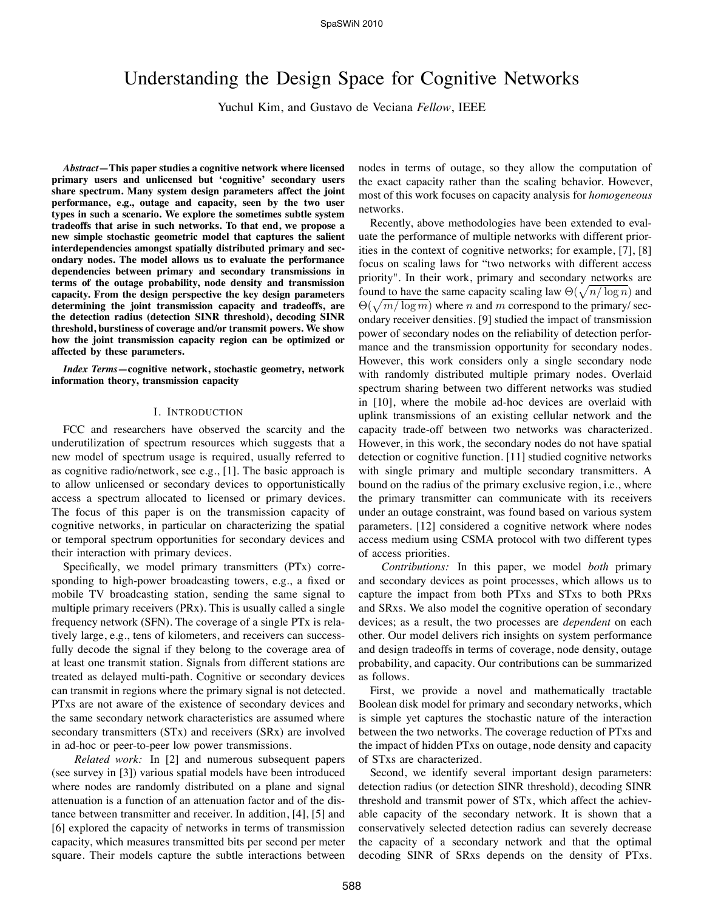# Understanding the Design Space for Cognitive Networks

Yuchul Kim, and Gustavo de Veciana *Fellow*, IEEE

***Abstract*—This paper studies a cognitive network where licensed primary users and unlicensed but 'cognitive' secondary users share spectrum. Many system design parameters affect the joint performance, e.g., outage and capacity, seen by the two user types in such a scenario. We explore the sometimes subtle system tradeoffs that arise in such networks. To that end, we propose a new simple stochastic geometric model that captures the salient interdependencies amongst spatially distributed primary and secondary nodes. The model allows us to evaluate the performance dependencies between primary and secondary transmissions in terms of the outage probability, node density and transmission capacity. From the design perspective the key design parameters determining the joint transmission capacity and tradeoffs, are the detection radius (detection SINR threshold), decoding SINR threshold, burstiness of coverage and/or transmit powers. We show how the joint transmission capacity region can be optimized or affected by these parameters.**

***Index Terms*—cognitive network, stochastic geometry, network information theory, transmission capacity**

## I. Introduction

FCC and researchers have observed the scarcity and the underutilization of spectrum resources which suggests that a new model of spectrum usage is required, usually referred to as cognitive radio/network, see e.g., [1]. The basic approach is to allow unlicensed or secondary devices to opportunistically access a spectrum allocated to licensed or primary devices. The focus of this paper is on the transmission capacity of cognitive networks, in particular on characterizing the spatial or temporal spectrum opportunities for secondary devices and their interaction with primary devices.

Specifically, we model primary transmitters (PTx) corresponding to high-power broadcasting towers, e.g., a fixed or mobile TV broadcasting station, sending the same signal to multiple primary receivers (PRx). This is usually called a single frequency network (SFN). The coverage of a single PTx is relatively large, e.g., tens of kilometers, and receivers can successfully decode the signal if they belong to the coverage area of at least one transmit station. Signals from different stations are treated as delayed multi-path. Cognitive or secondary devices can transmit in regions where the primary signal is not detected. PTxs are not aware of the existence of secondary devices and the same secondary network characteristics are assumed where secondary transmitters (STx) and receivers (SRx) are involved in ad-hoc or peer-to-peer low power transmissions.

*Related work:* In [2] and numerous subsequent papers (see survey in [3]) various spatial models have been introduced where nodes are randomly distributed on a plane and signal attenuation is a function of an attenuation factor and of the distance between transmitter and receiver. In addition, [4], [5] and [6] explored the capacity of networks in terms of transmission capacity, which measures transmitted bits per second per meter square. Their models capture the subtle interactions between nodes in terms of outage, so they allow the computation of the exact capacity rather than the scaling behavior. However, most of this work focuses on capacity analysis for *homogeneous* networks.

Recently, above methodologies have been extended to evaluate the performance of multiple networks with different priorities in the context of cognitive networks; for example, [7], [8] focus on scaling laws for "two networks with different access priority". In their work, primary and secondary networks are found to have the same capacity scaling law $\Theta(\sqrt{n/\log n})$ and $\Theta(\sqrt{m/\log m})$ where $n$ and $m$ correspond to the primary/secondary receiver densities. [9] studied the impact of transmission power of secondary nodes on the reliability of detection performance and the transmission opportunity for secondary nodes. However, this work considers only a single secondary node with randomly distributed multiple primary nodes. Overlaid spectrum sharing between two different networks was studied in [10], where the mobile ad-hoc devices are overlaid with uplink transmissions of an existing cellular network and the capacity trade-off between two networks was characterized. However, in this work, the secondary nodes do not have spatial detection or cognitive function. [11] studied cognitive networks with single primary and multiple secondary transmitters. A bound on the radius of the primary exclusive region, i.e., where the primary transmitter can communicate with its receivers under an outage constraint, was found based on various system parameters. [12] considered a cognitive network where nodes access medium using CSMA protocol with two different types of access priorities.

*Contributions:* In this paper, we model *both* primary and secondary devices as point processes, which allows us to capture the impact from both PTxs and STxs to both PRxs and SRxs. We also model the cognitive operation of secondary devices; as a result, the two processes are *dependent* on each other. Our model delivers rich insights on system performance and design tradeoffs in terms of coverage, node density, outage probability, and capacity. Our contributions can be summarized as follows.

First, we provide a novel and mathematically tractable Boolean disk model for primary and secondary networks, which is simple yet captures the stochastic nature of the interaction between the two networks. The coverage reduction of PTxs and the impact of hidden PTxs on outage, node density and capacity of STxs are characterized.

Second, we identify several important design parameters: detection radius (or detection SINR threshold), decoding SINR threshold and transmit power of STx, which affect the achievable capacity of the secondary network. It is shown that a conservatively selected detection radius can severely decrease the capacity of a secondary network and that the optimal decoding SINR of SRxs depends on the density of PTxs.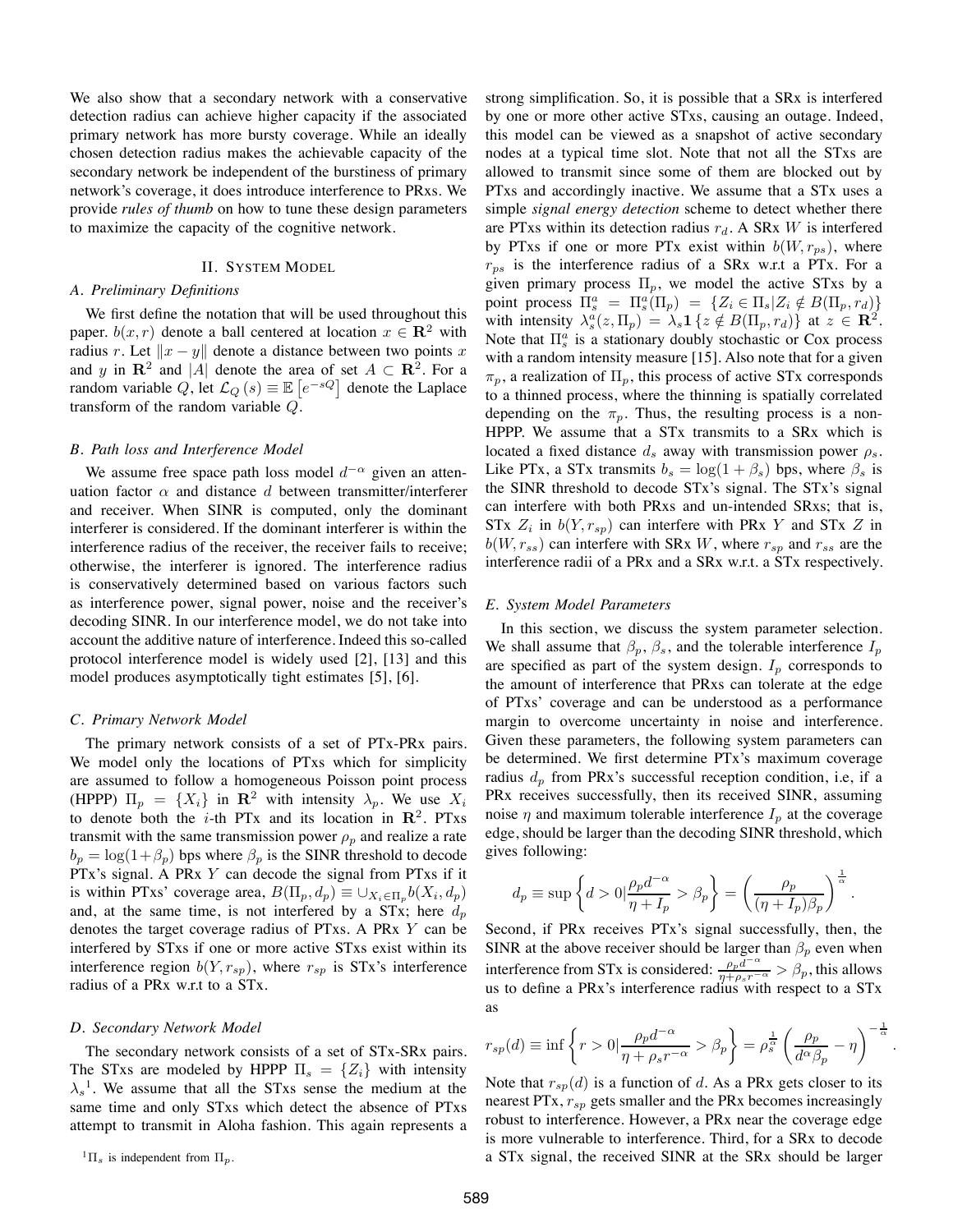We also show that a secondary network with a conservative detection radius can achieve higher capacity if the associated primary network has more bursty coverage. While an ideally chosen detection radius makes the achievable capacity of the secondary network be independent of the burstiness of primary network's coverage, it does introduce interference to PRxs. We provide *rules of thumb* on how to tune these design parameters to maximize the capacity of the cognitive network.

## II. System Model

### A. Preliminary Definitions

We first define the notation that will be used throughout this paper. $b(x, r)$ denote a ball centered at location $x \in \mathbf{R}^2$ with radius $r$. Let $\|x - y\|$ denote a distance between two points $x$ and $y$ in $\mathbf{R}^2$ and $|A|$ denote the area of set $A \subset \mathbf{R}^2$. For a random variable $Q$, let $\mathcal{L}_Q(s) \equiv \mathbb{E}\left[e^{-sQ}\right]$ denote the Laplace transform of the random variable $Q$.

### B. Path loss and Interference Model

We assume free space path loss model $d^{-\alpha}$ given an attenuation factor $\alpha$ and distance $d$ between transmitter/interferer and receiver. When SINR is computed, only the dominant interferer is considered. If the dominant interferer is within the interference radius of the receiver, the receiver fails to receive; otherwise, the interferer is ignored. The interference radius is conservatively determined based on various factors such as interference power, signal power, noise and the receiver's decoding SINR. In our interference model, we do not take into account the additive nature of interference. Indeed this so-called protocol interference model is widely used [2], [13] and this model produces asymptotically tight estimates [5], [6].

### C. Primary Network Model

The primary network consists of a set of PTx-PRx pairs. We model only the locations of PTxs which for simplicity are assumed to follow a homogeneous Poisson point process (HPPP) $\Pi_p = \{X_i\}$ in $\mathbf{R}^2$ with intensity $\lambda_p$. We use $X_i$ to denote both the $i$-th PTx and its location in $\mathbf{R}^2$. PTxs transmit with the same transmission power $\rho_p$ and realize a rate $b_p = \log(1+\beta_p)$ bps where $\beta_p$ is the SINR threshold to decode PTx's signal. A PRx $Y$ can decode the signal from PTxs if it is within PTxs' coverage area, $B(\Pi_p, d_p) \equiv \cup_{X_i \in \Pi_p} b(X_i, d_p)$ and, at the same time, is not interfered by a STx; here $d_p$ denotes the target coverage radius of PTxs. A PRx $Y$ can be interfered by STxs if one or more active STxs exist within its interference region $b(Y, r_{sp})$, where $r_{sp}$ is STx's interference radius of a PRx w.r.t to a STx.

### D. Secondary Network Model

The secondary network consists of a set of STx-SRx pairs. The STxs are modeled by HPPP $\Pi_s = \{Z_i\}$ with intensity $\lambda_s$[1]. We assume that all the STxs sense the medium at the same time and only STxs which detect the absence of PTxs attempt to transmit in Aloha fashion. This again represents a strong simplification. So, it is possible that a SRx is interfered by one or more other active STxs, causing an outage. Indeed, this model can be viewed as a snapshot of active secondary nodes at a typical time slot. Note that not all the STxs are allowed to transmit since some of them are blocked out by PTxs and accordingly inactive. We assume that a STx uses a simple *signal energy detection* scheme to detect whether there are PTxs within its detection radius $r_d$. A SRx $W$ is interfered by PTxs if one or more PTx exist within $b(W, r_{ps})$, where $r_{ps}$ is the interference radius of a SRx w.r.t a PTx. For a given primary process $\Pi_p$, we model the active STxs by a point process $\Pi_s^a = \Pi_s^a(\Pi_p) = \{Z_i \in \Pi_s | Z_i \notin B(\Pi_p, r_d)\}$ with intensity $\lambda_s^a(z, \Pi_p) = \lambda_s \mathbf{1}\{z \notin B(\Pi_p, r_d)\}$ at $z \in \mathbf{R}^2$. Note that $\Pi_s^a$ is a stationary doubly stochastic or Cox process with a random intensity measure [15]. Also note that for a given $\pi_p$, a realization of $\Pi_p$, this process of active STx corresponds to a thinned process, where the thinning is spatially correlated depending on the $\pi_p$. Thus, the resulting process is a non-HPPP. We assume that a STx transmits to a SRx which is located a fixed distance $d_s$ away with transmission power $\rho_s$. Like PTx, a STx transmits $b_s = \log(1+\beta_s)$ bps, where $\beta_s$ is the SINR threshold to decode STx's signal. The STx's signal can interfere with both PRxs and un-intended SRxs; that is, STx $Z_i$ in $b(Y, r_{sp})$ can interfere with PRx $Y$ and STx $Z$ in $b(W, r_{ss})$ can interfere with SRx $W$, where $r_{sp}$ and $r_{ss}$ are the interference radii of a PRx and a SRx w.r.t. a STx respectively.

[1] $\Pi_s$ is independent from $\Pi_p$.

### E. System Model Parameters

In this section, we discuss the system parameter selection. We shall assume that $\beta_p$, $\beta_s$, and the tolerable interference $I_p$ are specified as part of the system design. $I_p$ corresponds to the amount of interference that PRxs can tolerate at the edge of PTxs' coverage and can be understood as a performance margin to overcome uncertainty in noise and interference. Given these parameters, the following system parameters can be determined. We first determine PTx's maximum coverage radius $d_p$ from PRx's successful reception condition, i.e, if a PRx receives successfully, then its received SINR, assuming noise $\eta$ and maximum tolerable interference $I_p$ at the coverage edge, should be larger than the decoding SINR threshold, which gives following:

$$d_p \equiv \sup\left\{d > 0 \middle| \frac{\rho_p d^{-\alpha}}{\eta + I_p} > \beta_p\right\} = \left(\frac{\rho_p}{(\eta + I_p)\beta_p}\right)^{\frac{1}{\alpha}}.$$

Second, if PRx receives PTx's signal successfully, then, the SINR at the above receiver should be larger than $\beta_p$ even when interference from STx is considered: $\frac{\rho_p d^{-\alpha}}{\eta + \rho_s r^{-\alpha}} > \beta_p$, this allows us to define a PRx's interference radius with respect to a STx as

$$r_{sp}(d) \equiv \inf\left\{r > 0 \middle| \frac{\rho_p d^{-\alpha}}{\eta + \rho_s r^{-\alpha}} > \beta_p\right\} = \rho_s^{\frac{1}{\alpha}} \left(\frac{\rho_p}{d^\alpha \beta_p} - \eta\right)^{-\frac{1}{\alpha}}.$$

Note that $r_{sp}(d)$ is a function of $d$. As a PRx gets closer to its nearest PTx, $r_{sp}$ gets smaller and the PRx becomes increasingly robust to interference. However, a PRx near the coverage edge is more vulnerable to interference. Third, for a SRx to decode a STx signal, the received SINR at the SRx should be larger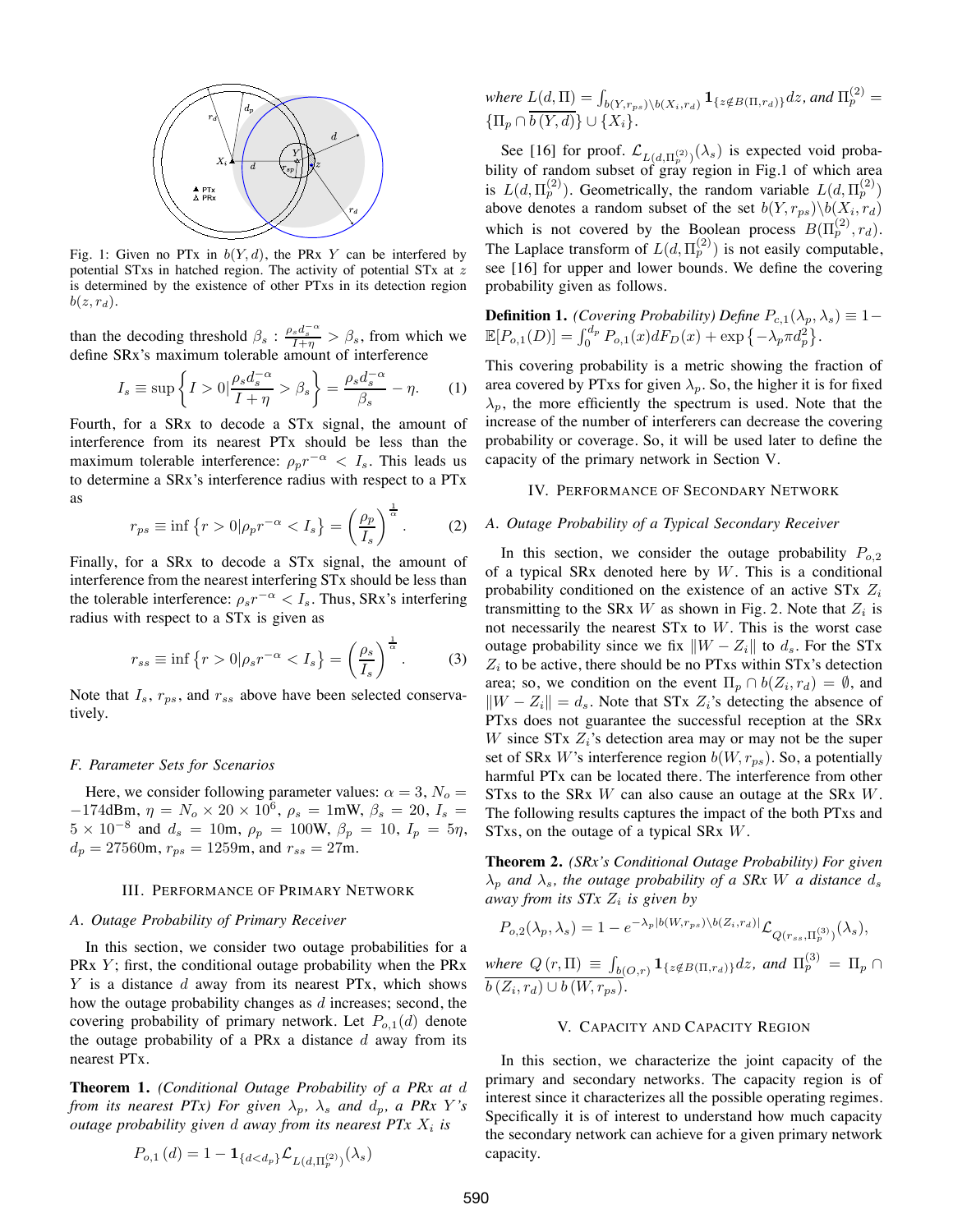Fig. 1: Given no PTx in $b(Y, d)$, the PRx $Y$ can be interfered by potential STxs in hatched region. The activity of potential STx at $z$ is determined by the existence of other PTxs in its detection region $b(z, r_d)$.

than the decoding threshold $\beta_s$ : $\frac{\rho_s d_s^{-\alpha}}{I+\eta} > \beta_s$, from which we define SRx's maximum tolerable amount of interference

$$I_s \equiv \sup\left\{I > 0 | \frac{\rho_s d_s^{-\alpha}}{I+\eta} > \beta_s\right\} = \frac{\rho_s d_s^{-\alpha}}{\beta_s} - \eta. \quad (1)$$

Fourth, for a SRx to decode a STx signal, the amount of interference from its nearest PTx should be less than the maximum tolerable interference: $\rho_p r^{-\alpha} < I_s$. This leads us to determine a SRx's interference radius with respect to a PTx as

$$r_{ps} \equiv \inf\left\{r > 0 | \rho_p r^{-\alpha} < I_s\right\} = \left(\frac{\rho_p}{I_s}\right)^{\frac{1}{\alpha}}. \quad (2)$$

Finally, for a SRx to decode a STx signal, the amount of interference from the nearest interfering STx should be less than the tolerable interference: $\rho_s r^{-\alpha} < I_s$. Thus, SRx's interfering radius with respect to a STx is given as

$$r_{ss} \equiv \inf\left\{r > 0 | \rho_s r^{-\alpha} < I_s\right\} = \left(\frac{\rho_s}{I_s}\right)^{\frac{1}{\alpha}}. \quad (3)$$

Note that $I_s$, $r_{ps}$, and $r_{ss}$ above have been selected conservatively.

### *F. Parameter Sets for Scenarios*

Here, we consider following parameter values: $\alpha = 3$, $N_o = -174$dBm, $\eta = N_o \times 20 \times 10^6$, $\rho_s = 1$mW, $\beta_s = 20$, $I_s = 5 \times 10^{-8}$ and $d_s = 10$m, $\rho_p = 100$W, $\beta_p = 10$, $I_p = 5\eta$, $d_p = 27560$m, $r_{ps} = 1259$m, and $r_{ss} = 27$m.

## III. Performance of Primary Network

### *A. Outage Probability of Primary Receiver*

In this section, we consider two outage probabilities for a PRx $Y$; first, the conditional outage probability when the PRx $Y$ is a distance $d$ away from its nearest PTx, which shows how the outage probability changes as $d$ increases; second, the covering probability of primary network. Let $P_{o,1}(d)$ denote the outage probability of a PRx a distance $d$ away from its nearest PTx.

**Theorem 1.** *(Conditional Outage Probability of a PRx at $d$ from its nearest PTx) For given $\lambda_p$, $\lambda_s$ and $d_p$, a PRx $Y$'s outage probability given $d$ away from its nearest PTx $X_i$ is*

$$P_{o,1}(d) = 1 - \mathbf{1}_{\{d<d_p\}} \mathcal{L}_{L(d,\Pi_p^{(2)})}(\lambda_s)$$

*where* $L(d, \Pi) = \int_{b(Y,r_{ps})\backslash b(X_i,r_d)} \mathbf{1}_{\{z \notin B(\Pi,r_d)\}} dz$, *and* $\Pi_p^{(2)} = \{\Pi_p \cap \overline{b(Y,d)}\} \cup \{X_i\}$.

See [16] for proof. $\mathcal{L}_{L(d,\Pi_p^{(2)})}(\lambda_s)$ is expected void probability of random subset of gray region in Fig.1 of which area is $L(d, \Pi_p^{(2)})$. Geometrically, the random variable $L(d, \Pi_p^{(2)})$ above denotes a random subset of the set $b(Y, r_{ps}) \backslash b(X_i, r_d)$ which is not covered by the Boolean process $B(\Pi_p^{(2)}, r_d)$. The Laplace transform of $L(d, \Pi_p^{(2)})$ is not easily computable, see [16] for upper and lower bounds. We define the covering probability given as follows.

**Definition 1.** *(Covering Probability) Define* $P_{c,1}(\lambda_p, \lambda_s) \equiv 1 - \mathbb{E}[P_{o,1}(D)] = \int_0^{d_p} P_{o,1}(x) dF_D(x) + \exp\left\{-\lambda_p \pi d_p^2\right\}$.

This covering probability is a metric showing the fraction of area covered by PTxs for given $\lambda_p$. So, the higher it is for fixed $\lambda_p$, the more efficiently the spectrum is used. Note that the increase of the number of interferers can decrease the covering probability or coverage. So, it will be used later to define the capacity of the primary network in Section V.

## IV. Performance of Secondary Network

### *A. Outage Probability of a Typical Secondary Receiver*

In this section, we consider the outage probability $P_{o,2}$ of a typical SRx denoted here by $W$. This is a conditional probability conditioned on the existence of an active STx $Z_i$ transmitting to the SRx $W$ as shown in Fig. 2. Note that $Z_i$ is not necessarily the nearest STx to $W$. This is the worst case outage probability since we fix $\|W - Z_i\|$ to $d_s$. For the STx $Z_i$ to be active, there should be no PTxs within STx's detection area; so, we condition on the event $\Pi_p \cap b(Z_i, r_d) = \emptyset$, and $\|W - Z_i\| = d_s$. Note that STx $Z_i$'s detecting the absence of PTxs does not guarantee the successful reception at the SRx $W$ since STx $Z_i$'s detection area may or may not be the super set of SRx $W$'s interference region $b(W, r_{ps})$. So, a potentially harmful PTx can be located there. The interference from other STxs to the SRx $W$ can also cause an outage at the SRx $W$. The following results captures the impact of the both PTxs and STxs, on the outage of a typical SRx $W$.

**Theorem 2.** *(SRx's Conditional Outage Probability) For given $\lambda_p$ and $\lambda_s$, the outage probability of a SRx $W$ a distance $d_s$ away from its STx $Z_i$ is given by*

$$P_{o,2}(\lambda_p, \lambda_s) = 1 - e^{-\lambda_p |b(W,r_{ps}) \backslash b(Z_i,r_d)|} \mathcal{L}_{Q(r_{ss},\Pi_p^{(3)})}(\lambda_s),$$

*where* $Q(r, \Pi) \equiv \int_{b(O,r)} \mathbf{1}_{\{z \notin B(\Pi,r_d)\}} dz$, *and* $\Pi_p^{(3)} = \Pi_p \cap \overline{b(Z_i, r_d) \cup b(W, r_{ps})}$.

## V. Capacity and Capacity Region

In this section, we characterize the joint capacity of the primary and secondary networks. The capacity region is of interest since it characterizes all the possible operating regimes. Specifically it is of interest to understand how much capacity the secondary network can achieve for a given primary network capacity.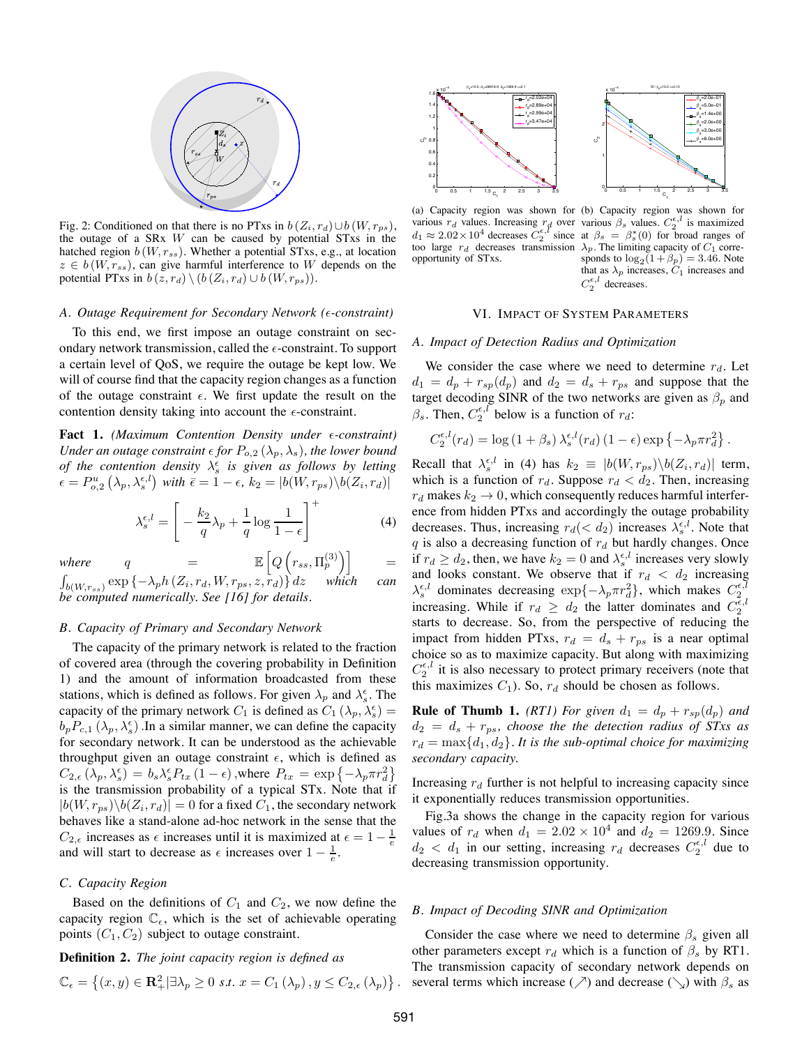Fig. 2: Conditioned on that there is no PTxs in $b(Z_i, r_d) \cup b(W, r_{ps})$, the outage of a SRx $W$ can be caused by potential STxs in the hatched region $b(W, r_{ss})$. Whether a potential STxs, e.g., at location $z \in b(W, r_{ss})$, can give harmful interference to $W$ depends on the potential PTxs in $b(z, r_d) \setminus (b(Z_i, r_d) \cup b(W, r_{ps}))$.

### A. Outage Requirement for Secondary Network ($\epsilon$-constraint)

To this end, we first impose an outage constraint on secondary network transmission, called the $\epsilon$-constraint. To support a certain level of QoS, we require the outage be kept low. We will of course find that the capacity region changes as a function of the outage constraint $\epsilon$. We first update the result on the contention density taking into account the $\epsilon$-constraint.

**Fact 1.** *(Maximum Contention Density under $\epsilon$-constraint) Under an outage constraint $\epsilon$ for $P_{o,2}(\lambda_p, \lambda_s)$, the lower bound of the contention density $\lambda_s^{\epsilon}$ is given as follows by letting $\epsilon = P_{o,2}^{u}(\lambda_p, \lambda_s^{\epsilon,l})$ with $\bar{\epsilon} = 1-\epsilon$, $k_2 = |b(W, r_{ps}) \setminus b(Z_i, r_d)|$*

$$\lambda_s^{\epsilon,l} = \left[ -\frac{k_2}{q}\lambda_p + \frac{1}{q}\log\frac{1}{1-\epsilon} \right]^{+} \tag{4}$$

*where $q = \mathbb{E}\left[Q\left(r_{ss}, \Pi_p^{(3)}\right)\right] = \int_{b(W,r_{ss})} \exp\{-\lambda_p h(Z_i, r_d, W, r_{ps}, z, r_d)\} dz$ which can be computed numerically. See [16] for details.*

### B. Capacity of Primary and Secondary Network

The capacity of the primary network is related to the fraction of covered area (through the covering probability in Definition 1) and the amount of information broadcasted from these stations, which is defined as follows. For given $\lambda_p$ and $\lambda_s^{\epsilon}$. The capacity of the primary network $C_1$ is defined as $C_1(\lambda_p, \lambda_s^{\epsilon}) = b_p P_{c,1}(\lambda_p, \lambda_s^{\epsilon})$ .In a similar manner, we can define the capacity for secondary network. It can be understood as the achievable throughput given an outage constraint $\epsilon$, which is defined as $C_{2,\epsilon}(\lambda_p, \lambda_s^{\epsilon}) = b_s \lambda_s^{\epsilon} P_{tx}(1-\epsilon)$ ,where $P_{tx} = \exp\{-\lambda_p \pi r_d^2\}$ is the transmission probability of a typical STx. Note that if $|b(W, r_{ps}) \setminus b(Z_i, r_d)| = 0$ for a fixed $C_1$, the secondary network behaves like a stand-alone ad-hoc network in the sense that the $C_{2,\epsilon}$ increases as $\epsilon$ increases until it is maximized at $\epsilon = 1 - \frac{1}{e}$ and will start to decrease as $\epsilon$ increases over $1 - \frac{1}{e}$.

### C. Capacity Region

Based on the definitions of $C_1$ and $C_2$, we now define the capacity region $\mathbb{C}_{\epsilon}$, which is the set of achievable operating points $(C_1, C_2)$ subject to outage constraint.

**Definition 2.** *The joint capacity region is defined as*

$$\mathbb{C}_{\epsilon} = \left\{(x, y) \in \mathbf{R}_+^2 | \exists \lambda_p \geq 0 \ s.t. \ x = C_1(\lambda_p), y \leq C_{2,\epsilon}(\lambda_p)\right\}.$$

(a) Capacity region was shown for various $r_d$ values. Increasing $r_d$ over $d_1 \approx 2.02 \times 10^4$ decreases $C_2^{\epsilon,l}$ since too large $r_d$ decreases transmission opportunity of STxs.

(b) Capacity region was shown for various $\beta_s$ values. $C_2^{\epsilon,l}$ is maximized at $\beta_s = \beta_s^*(0)$ for broad ranges of $\lambda_p$. The limiting capacity of $C_1$ corresponds to $\log_2(1+\beta_p) = 3.46$. Note that as $\lambda_p$ increases, $C_1$ increases and $C_2^{\epsilon,l}$ decreases.

## VI. Impact of System Parameters

### A. Impact of Detection Radius and Optimization

We consider the case where we need to determine $r_d$. Let $d_1 = d_p + r_{sp}(d_p)$ and $d_2 = d_s + r_{ps}$ and suppose that the target decoding SINR of the two networks are given as $\beta_p$ and $\beta_s$. Then, $C_2^{\epsilon,l}$ below is a function of $r_d$:

$$C_2^{\epsilon,l}(r_d) = \log(1+\beta_s)\,\lambda_s^{\epsilon,l}(r_d)\,(1-\epsilon)\exp\{-\lambda_p \pi r_d^2\}.$$

Recall that $\lambda_s^{\epsilon,l}$ in (4) has $k_2 \equiv |b(W, r_{ps}) \setminus b(Z_i, r_d)|$ term, which is a function of $r_d$. Suppose $r_d < d_2$. Then, increasing $r_d$ makes $k_2 \to 0$, which consequently reduces harmful interference from hidden PTxs and accordingly the outage probability decreases. Thus, increasing $r_d (< d_2)$ increases $\lambda_s^{\epsilon,l}$. Note that $q$ is also a decreasing function of $r_d$ but hardly changes. Once if $r_d \geq d_2$, then, we have $k_2 = 0$ and $\lambda_s^{\epsilon,l}$ increases very slowly and looks constant. We observe that if $r_d < d_2$ increasing $\lambda_s^{\epsilon,l}$ dominates decreasing $\exp\{-\lambda_p \pi r_d^2\}$, which makes $C_2^{\epsilon,l}$ increasing. While if $r_d \geq d_2$ the latter dominates and $C_2^{\epsilon,l}$ starts to decrease. So, from the perspective of reducing the impact from hidden PTxs, $r_d = d_s + r_{ps}$ is a near optimal choice so as to maximize capacity. But along with maximizing $C_2^{\epsilon,l}$ it is also necessary to protect primary receivers (note that this maximizes $C_1$). So, $r_d$ should be chosen as follows.

**Rule of Thumb 1.** *(RT1) For given $d_1 = d_p + r_{sp}(d_p)$ and $d_2 = d_s + r_{ps}$, choose the the detection radius of STxs as $r_d = \max\{d_1, d_2\}$. It is the sub-optimal choice for maximizing secondary capacity.*

Increasing $r_d$ further is not helpful to increasing capacity since it exponentially reduces transmission opportunities.

Fig.3a shows the change in the capacity region for various values of $r_d$ when $d_1 = 2.02 \times 10^4$ and $d_2 = 1269.9$. Since $d_2 < d_1$ in our setting, increasing $r_d$ decreases $C_2^{\epsilon,l}$ due to decreasing transmission opportunity.

### B. Impact of Decoding SINR and Optimization

Consider the case where we need to determine $\beta_s$ given all other parameters except $r_d$ which is a function of $\beta_s$ by RT1. The transmission capacity of secondary network depends on several terms which increase ($\nearrow$) and decrease ($\searrow$) with $\beta_s$ as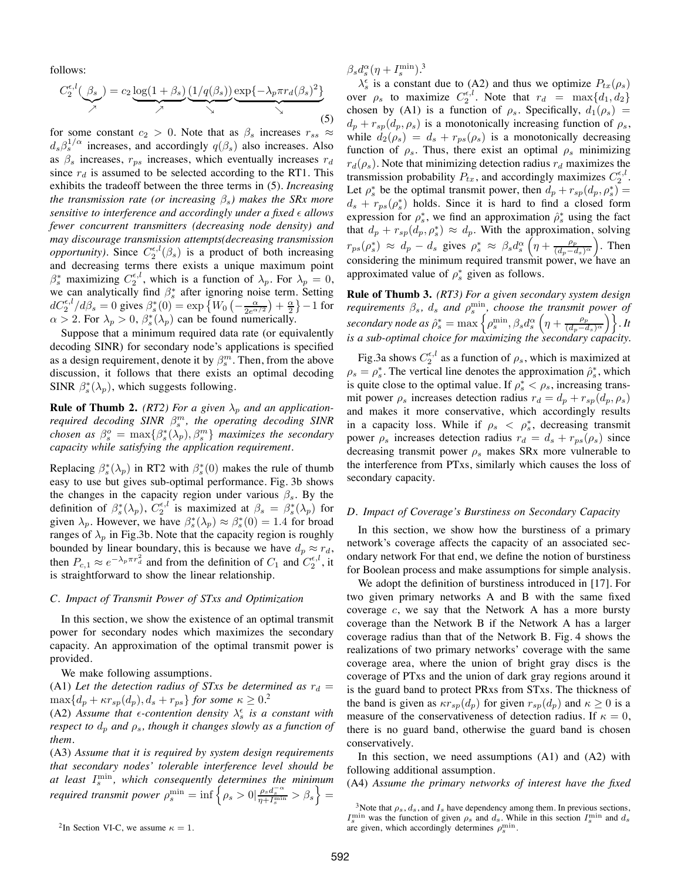follows:

$$C_2^{\epsilon,l}(\underbrace{\beta_s}_{\nearrow}) = c_2 \underbrace{\log(1+\beta_s)}_{\nearrow} \underbrace{(1/q(\beta_s))}_{\searrow} \underbrace{\exp\{-\lambda_p \pi r_d(\beta_s)^2\}}_{\searrow} \tag{5}$$

for some constant $c_2 > 0$. Note that as $\beta_s$ increases $r_{ss} \approx d_s \beta_s^{1/\alpha}$ increases, and accordingly $q(\beta_s)$ also increases. Also as $\beta_s$ increases, $r_{ps}$ increases, which eventually increases $r_d$ since $r_d$ is assumed to be selected according to the RT1. This exhibits the tradeoff between the three terms in (5). *Increasing the transmission rate (or increasing $\beta_s$) makes the SRx more sensitive to interference and accordingly under a fixed $\epsilon$ allows fewer concurrent transmitters (decreasing node density) and may discourage transmission attempts(decreasing transmission opportunity).* Since $C_2^{\epsilon,l}(\beta_s)$ is a product of both increasing and decreasing terms there exists a unique maximum point $\beta_s^*$ maximizing $C_2^{\epsilon,l}$, which is a function of $\lambda_p$. For $\lambda_p = 0$, we can analytically find $\beta_s^*$ after ignoring noise term. Setting $dC_2^{\epsilon,l}/d\beta_s = 0$ gives $\beta_s^*(0) = \exp\left\{W_0\left(-\frac{\alpha}{2e^{\alpha/2}}\right) + \frac{\alpha}{2}\right\} - 1$ for $\alpha > 2$. For $\lambda_p > 0$, $\beta_s^*(\lambda_p)$ can be found numerically.

Suppose that a minimum required data rate (or equivalently decoding SINR) for secondary node's applications is specified as a design requirement, denote it by $\beta_s^m$. Then, from the above discussion, it follows that there exists an optimal decoding SINR $\beta_s^*(\lambda_p)$, which suggests following.

**Rule of Thumb 2.** *(RT2) For a given $\lambda_p$ and an application-required decoding SINR $\beta_s^m$, the operating decoding SINR chosen as $\beta_s^o = \max\{\beta_s^*(\lambda_p), \beta_s^m\}$ maximizes the secondary capacity while satisfying the application requirement.*

Replacing $\beta_s^*(\lambda_p)$ in RT2 with $\beta_s^*(0)$ makes the rule of thumb easy to use but gives sub-optimal performance. Fig. 3b shows the changes in the capacity region under various $\beta_s$. By the definition of $\beta_s^*(\lambda_p)$, $C_2^{\epsilon,l}$ is maximized at $\beta_s = \beta_s^*(\lambda_p)$ for given $\lambda_p$. However, we have $\beta_s^*(\lambda_p) \approx \beta_s^*(0) = 1.4$ for broad ranges of $\lambda_p$ in Fig.3b. Note that the capacity region is roughly bounded by linear boundary, this is because we have $d_p \approx r_d$, then $P_{c,1} \approx e^{-\lambda_p \pi r_d^2}$ and from the definition of $C_1$ and $C_2^{\epsilon,l}$, it is straightforward to show the linear relationship.

### C. Impact of Transmit Power of STxs and Optimization

In this section, we show the existence of an optimal transmit power for secondary nodes which maximizes the secondary capacity. An approximation of the optimal transmit power is provided.

We make following assumptions.

(A1) *Let the detection radius of STxs be determined as $r_d = \max\{d_p + \kappa r_{sp}(d_p), d_s + r_{ps}\}$ for some $\kappa \geq 0$.*[2]

(A2) *Assume that $\epsilon$-contention density $\lambda_s^\epsilon$ is a constant with respect to $d_p$ and $\rho_s$, though it changes slowly as a function of them.*

(A3) *Assume that it is required by system design requirements that secondary nodes' tolerable interference level should be at least $I_s^{\min}$, which consequently determines the minimum required transmit power $\rho_s^{\min} = \inf\left\{\rho_s > 0 | \frac{\rho_s d_s^{-\alpha}}{\eta + I_s^{\min}} > \beta_s\right\} = \beta_s d_s^\alpha(\eta + I_s^{\min})$.*[3]

$\lambda_s^\epsilon$ is a constant due to (A2) and thus we optimize $P_{tx}(\rho_s)$ over $\rho_s$ to maximize $C_2^{\epsilon,l}$. Note that $r_d = \max\{d_1, d_2\}$ chosen by (A1) is a function of $\rho_s$. Specifically, $d_1(\rho_s) = d_p + r_{sp}(d_p, \rho_s)$ is a monotonically increasing function of $\rho_s$, while $d_2(\rho_s) = d_s + r_{ps}(\rho_s)$ is a monotonically decreasing function of $\rho_s$. Thus, there exist an optimal $\rho_s$ minimizing $r_d(\rho_s)$. Note that minimizing detection radius $r_d$ maximizes the transmission probability $P_{tx}$, and accordingly maximizes $C_2^{\epsilon,l}$. Let $\rho_s^*$ be the optimal transmit power, then $d_p + r_{sp}(d_p, \rho_s^*) = d_s + r_{ps}(\rho_s^*)$ holds. Since it is hard to find a closed form expression for $\rho_s^*$, we find an approximation $\hat{\rho}_s^*$ using the fact that $d_p + r_{sp}(d_p, \rho_s^*) \approx d_p$. With the approximation, solving $r_{ps}(\rho_s^*) \approx d_p - d_s$ gives $\rho_s^* \approx \beta_s d_s^\alpha \left(\eta + \frac{\rho_p}{(d_p - d_s)^\alpha}\right)$. Then considering the minimum required transmit power, we have an approximated value of $\rho_s^*$ given as follows.

**Rule of Thumb 3.** *(RT3) For a given secondary system design requirements $\beta_s$, $d_s$ and $\rho_s^{\min}$, choose the transmit power of secondary node as $\hat{\rho}_s^* = \max\left\{\rho_s^{\min}, \beta_s d_s^\alpha \left(\eta + \frac{\rho_p}{(d_p - d_s)^\alpha}\right)\right\}$. It is a sub-optimal choice for maximizing the secondary capacity.*

Fig.3a shows $C_2^{\epsilon,l}$ as a function of $\rho_s$, which is maximized at $\rho_s = \rho_s^*$. The vertical line denotes the approximation $\hat{\rho}_s^*$, which is quite close to the optimal value. If $\rho_s^* < \rho_s$, increasing transmit power $\rho_s$ increases detection radius $r_d = d_p + r_{sp}(d_p, \rho_s)$ and makes it more conservative, which accordingly results in a capacity loss. While if $\rho_s < \rho_s^*$, decreasing transmit power $\rho_s$ increases detection radius $r_d = d_s + r_{ps}(\rho_s)$ since decreasing transmit power $\rho_s$ makes SRx more vulnerable to the interference from PTxs, similarly which causes the loss of secondary capacity.

### D. Impact of Coverage's Burstiness on Secondary Capacity

In this section, we show how the burstiness of a primary network's coverage affects the capacity of an associated secondary network For that end, we define the notion of burstiness for Boolean process and make assumptions for simple analysis.

We adopt the definition of burstiness introduced in [17]. For two given primary networks A and B with the same fixed coverage $c$, we say that the Network A has a more bursty coverage than the Network B if the Network A has a larger coverage radius than that of the Network B. Fig. 4 shows the realizations of two primary networks' coverage with the same coverage area, where the union of bright gray discs is the coverage of PTxs and the union of dark gray regions around it is the guard band to protect PRxs from STxs. The thickness of the band is given as $\kappa r_{sp}(d_p)$ for given $r_{sp}(d_p)$ and $\kappa \geq 0$ is a measure of the conservativeness of detection radius. If $\kappa = 0$, there is no guard band, otherwise the guard band is chosen conservatively.

In this section, we need assumptions (A1) and (A2) with following additional assumption.

(A4) *Assume the primary networks of interest have the fixed*

[2] In Section VI-C, we assume $\kappa = 1$.

[3] Note that $\rho_s$, $d_s$, and $I_s$ have dependency among them. In previous sections, $I_s^{\min}$ was the function of given $\rho_s$ and $d_s$. While in this section $I_s^{\min}$ and $d_s$ are given, which accordingly determines $\rho_s^{\min}$.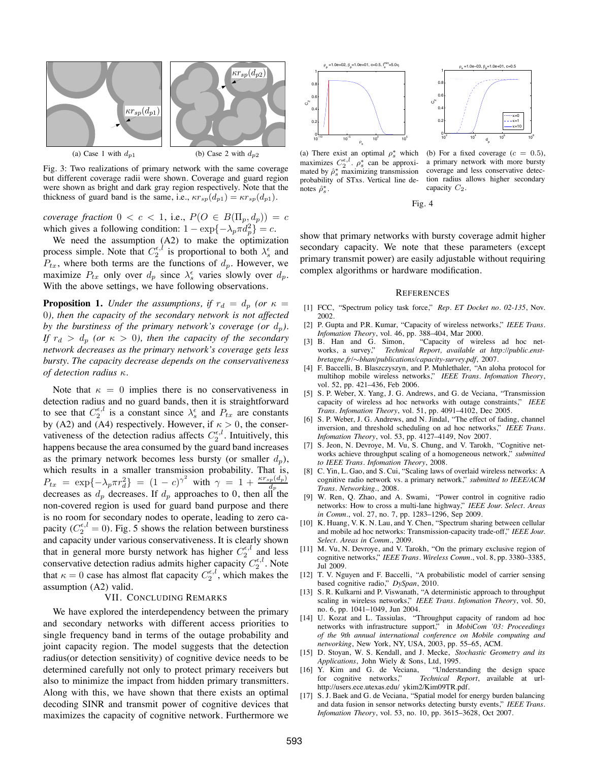(a) Case 1 with $d_{p1}$

(b) Case 2 with $d_{p2}$

$\kappa r_{sp}(d_{p1})$

$\kappa r_{sp}(d_{p2})$

Fig. 3: Two realizations of primary network with the same coverage but different coverage radii were shown. Coverage and guard region were shown as bright and dark gray region respectively. Note that the thickness of guard band is the same, i.e., $\kappa r_{sp}(d_{p1}) = \kappa r_{sp}(d_{p1})$.

*coverage fraction* $0 < c < 1$, i.e., $P(O \in B(\Pi_p, d_p)) = c$ which gives a following condition: $1 - \exp\{-\lambda_p \pi d_p^2\} = c$.

We need the assumption (A2) to make the optimization process simple. Note that $C_2^{\epsilon,l}$ is proportional to both $\lambda_s^\epsilon$ and $P_{tx}$, where both terms are the functions of $d_p$. However, we maximize $P_{tx}$ only over $d_p$ since $\lambda_s^*$ varies slowly over $d_p$. With the above settings, we have following observations.

**Proposition 1.** *Under the assumptions, if $r_d = d_p$ (or $\kappa = 0$), then the capacity of the secondary network is not affected by the burstiness of the primary network's coverage (or $d_p$). If $r_d > d_p$ (or $\kappa > 0$), then the capacity of the secondary network decreases as the primary network's coverage gets less bursty. The capacity decrease depends on the conservativeness of detection radius $\kappa$.*

Note that $\kappa = 0$ implies there is no conservativeness in detection radius and no guard bands, then it is straightforward to see that $C_2^{\epsilon,l}$ is a constant since $\lambda_s^\epsilon$ and $P_{tx}$ are constants by (A2) and (A4) respectively. However, if $\kappa > 0$, the conservativeness of the detection radius affects $C_2^{\epsilon,l}$. Intuitively, this happens because the area consumed by the guard band increases as the primary network becomes less bursty (or smaller $d_p$), which results in a smaller transmission probability. That is, $P_{tx} = \exp\{-\lambda_p \pi r_d^2\} = (1-c)^{\gamma^2}$ with $\gamma = 1 + \frac{\kappa r_{sp}(d_p)}{d_p}$ decreases as $d_p$ decreases. If $d_p$ approaches to 0, then all the non-covered region is used for guard band purpose and there is no room for secondary nodes to operate, leading to zero capacity ($C_2^{\epsilon,l} = 0$). Fig. 5 shows the relation between burstiness and capacity under various conservativeness. It is clearly shown that in general more bursty network has higher $C_2^{\epsilon,l}$ and less conservative detection radius admits higher capacity $C_2^{\epsilon,l}$. Note that $\kappa = 0$ case has almost flat capacity $C_2^{\epsilon,l}$, which makes the assumption (A2) valid.

## VII. Concluding Remarks

We have explored the interdependency between the primary and secondary networks with different access priorities to single frequency band in terms of the outage probability and joint capacity region. The model suggests that the detection radius(or detection sensitivity) of cognitive device needs to be determined carefully not only to protect primary receivers but also to minimize the impact from hidden primary transmitters. Along with this, we have shown that there exists an optimal decoding SINR and transmit power of cognitive devices that maximizes the capacity of cognitive network. Furthermore we show that primary networks with bursty coverage admit higher secondary capacity. We note that these parameters (except primary transmit power) are easily adjustable without requiring complex algorithms or hardware modification.

$\rho_p$=1.0e+02, $\beta_p$=1.0e+01, c=0.5, $l_s^{min}$=5.0$r_l$

$C_2$

$\rho_s$

$\rho_s$=1.0e–03, $\beta_p$=1.0e+01, c=0.5

$C_2$

$d_p$

κ=0
κ=1
κ=10

(a) There exist an optimal $\rho_s^*$ which maximizes $C_2^{\epsilon,l}$. $\rho_s^*$ can be approximated by $\hat{\rho}_s^*$ maximizing transmission probability of STxs. Vertical line denotes $\hat{\rho}_s^*$.

(b) For a fixed coverage ($c = 0.5$), a primary network with more bursty coverage and less conservative detection radius allows higher secondary capacity $C_2$.

Fig. 4

## References

[1] FCC, "Spectrum policy task force," *Rep. ET Docket no. 02-135*, Nov. 2002.

[2] P. Gupta and P.R. Kumar, "Capacity of wireless networks," *IEEE Trans. Infomation Theority*, vol. 46, pp. 388–404, Mar 2000.

[3] B. Han and G. Simon, "Capacity of wireless ad hoc networks, a survey," *Technical Report, available at http://public.enst-bretagne.fr/∼bhan/publications/capacity-survey.pdf*, 2007.

[4] F. Baccelli, B. Blaszczyszyn, and P. Muhlethaler, "An aloha protocol for multihop mobile wireless networks," *IEEE Trans. Infomation Theority*, vol. 52, pp. 421–436, Feb 2006.

[5] S. P. Weber, X. Yang, J. G. Andrews, and G. de Veciana, "Transmission capacity of wireless ad hoc networks with outage constraints," *IEEE Trans. Infomation Theority*, vol. 51, pp. 4091–4102, Dec 2005.

[6] S. P. Weber, J. G. Andrews, and N. Jindal, "The effect of fading, channel inversion, and threshold scheduling on ad hoc networks," *IEEE Trans. Infomation Theority*, vol. 53, pp. 4127–4149, Nov 2007.

[7] S. Jeon, N. Devroye, M. Vu, S. Chung, and V. Tarokh, "Cognitive networks achieve throughput scaling of a homogeneous network," *submitted to IEEE Trans. Infomation Theority*, 2008.

[8] C. Yin, L. Gao, and S. Cui, "Scaling laws of overlaid wireless networks: A cognitive radio network vs. a primary network," *submitted to IEEE/ACM Trans. Networking.*, 2008.

[9] W. Ren, Q. Zhao, and A. Swami, "Power control in cognitive radio networks: How to cross a multi-lane highway," *IEEE Jour. Select. Areas in Comm.*, vol. 27, no. 7, pp. 1283–1296, Sep 2009.

[10] K. Huang, V. K. N. Lau, and Y. Chen, "Spectrum sharing between cellular and mobile ad hoc networks: Transmission-capacity trade-off," *IEEE Jour. Select. Areas in Comm.*, 2009.

[11] M. Vu, N. Devroye, and V. Tarokh, "On the primary exclusive region of cognitive networks," *IEEE Trans. Wireless Comm.*, vol. 8, pp. 3380–3385, Jul 2009.

[12] T. V. Nguyen and F. Baccelli, "A probabilistic model of carrier sensing based cognitive radio," *DySpan*, 2010.

[13] S. R. Kulkarni and P. Viswanath, "A deterministic approach to throughput scaling in wireless networks," *IEEE Trans. Infomation Theority*, vol. 50, no. 6, pp. 1041–1049, Jun 2004.

[14] U. Kozat and L. Tassiulas, "Throughput capacity of random ad hoc networks with infrastructure support," in *MobiCom '03: Proceedings of the 9th annual international conference on Mobile computing and networking*, New York, NY, USA, 2003, pp. 55–65, ACM.

[15] D. Stoyan, W. S. Kendall, and J. Mecke, *Stochastic Geometry and its Applications*, John Wiely & Sons, Ltd, 1995.

[16] Y. Kim and G. de Veciana, "Understanding the design space for cognitive networks," *Technical Report*, available at url-http://users.ece.utexas.edu/ ykim2/Kim09TR.pdf.

[17] S. J. Baek and G. de Veciana, "Spatial model for energy burden balancing and data fusion in sensor networks detecting bursty events," *IEEE Trans. Infomation Theority*, vol. 53, no. 10, pp. 3615–3628, Oct 2007.